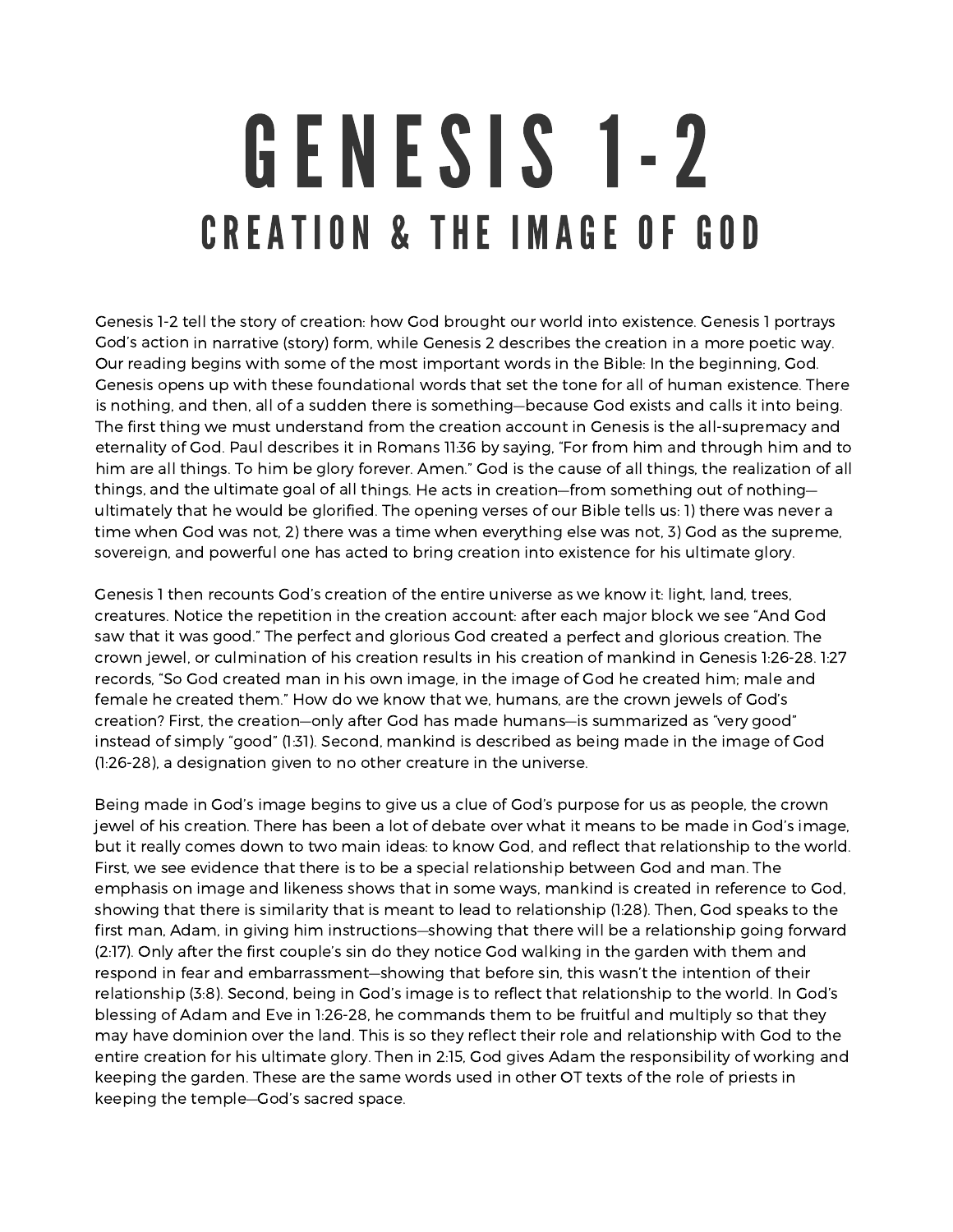# GENESIS 1-2

## CREATION & THE IMAGE OF GOD

Genesis 1-2 tell the story of creation: how God brought our world into existence. Genesis 1 portrays God's action in narrative (story) form, while Genesis 2 describes the creation in a more poetic way. Our reading begins with some of the most important words in the Bible: In the beginning, God. Genesis opens up with these foundational words that set the tone for all of human existence. There is nothing, and then, all of a sudden there is something—because God exists and calls it into being. The first thing we must understand from the creation account in Genesis is the all-supremacy and eternality of God. Paul describes it in Romans 11:36 by saying, "For from him and through him and to him are all things. To him be glory forever. Amen." God is the cause of all things, the realization of all things, and the ultimate goal of all things. He acts in creation—from something out of nothing—ultimately that he would be glorified. The opening verses of our Bible tells us: 1) there was never a time when God was not, 2) there was a time when everything else was not, 3) God as the supreme, sovereign, and powerful one has acted to bring creation into existence for his ultimate glory.

Genesis 1 then recounts God's creation of the entire universe as we know it: light, land, trees, creatures. Notice the repetition in the creation account: after each major block we see "And God saw that it was good." The perfect and glorious God created a perfect and glorious creation. The crown jewel, or culmination of his creation results in his creation of mankind in Genesis 1:26-28. 1:27 records, "So God created man in his own image, in the image of God he created him; male and female he created them." How do we know that we, humans, are the crown jewels of God's creation? First, the creation—only after God has made humans—is summarized as "very good" instead of simply "good" (1:31). Second, mankind is described as being made in the image of God (1:26-28), a designation given to no other creature in the universe.

Being made in God's image begins to give us a clue of God's purpose for us as people, the crown jewel of his creation. There has been a lot of debate over what it means to be made in God's image, but it really comes down to two main ideas: to know God, and reflect that relationship to the world. First, we see evidence that there is to be a special relationship between God and man. The emphasis on image and likeness shows that in some ways, mankind is created in reference to God, showing that there is similarity that is meant to lead to relationship (1:28). Then, God speaks to the first man, Adam, in giving him instructions—showing that there will be a relationship going forward (2:17). Only after the first couple's sin do they notice God walking in the garden with them and respond in fear and embarrassment—showing that before sin, this wasn't the intention of their relationship (3:8). Second, being in God's image is to reflect that relationship to the world. In God's blessing of Adam and Eve in 1:26-28, he commands them to be fruitful and multiply so that they may have dominion over the land. This is so they reflect their role and relationship with God to the entire creation for his ultimate glory. Then in 2:15, God gives Adam the responsibility of working and keeping the garden. These are the same words used in other OT texts of the role of priests in keeping the temple—God's sacred space.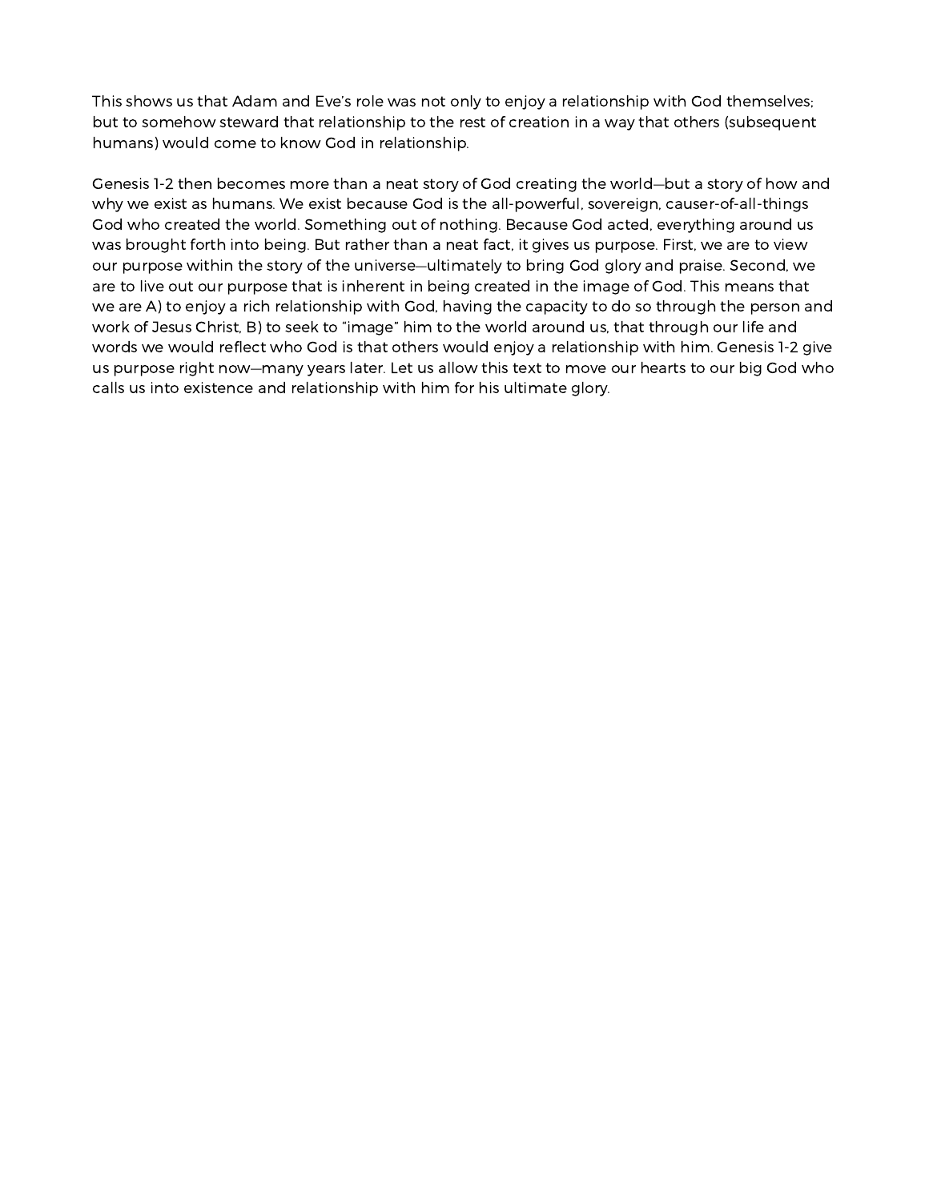This shows us that Adam and Eve's role was not only to enjoy a relationship with God themselves; but to somehow steward that relationship to the rest of creation in a way that others (subsequent humans) would come to know God in relationship.

Genesis 1-2 then becomes more than a neat story of God creating the world—but a story of how and why we exist as humans. We exist because God is the all-powerful, sovereign, causer-of-all-things God who created the world. Something out of nothing. Because God acted, everything around us was brought forth into being. But rather than a neat fact, it gives us purpose. First, we are to view our purpose within the story of the universe—ultimately to bring God glory and praise. Second, we are to live out our purpose that is inherent in being created in the image of God. This means that we are A) to enjoy a rich relationship with God, having the capacity to do so through the person and work of Jesus Christ, B) to seek to "image" him to the world around us, that through our life and words we would reflect who God is that others would enjoy a relationship with him. Genesis 1-2 give us purpose right now—many years later. Let us allow this text to move our hearts to our big God who calls us into existence and relationship with him for his ultimate glory.